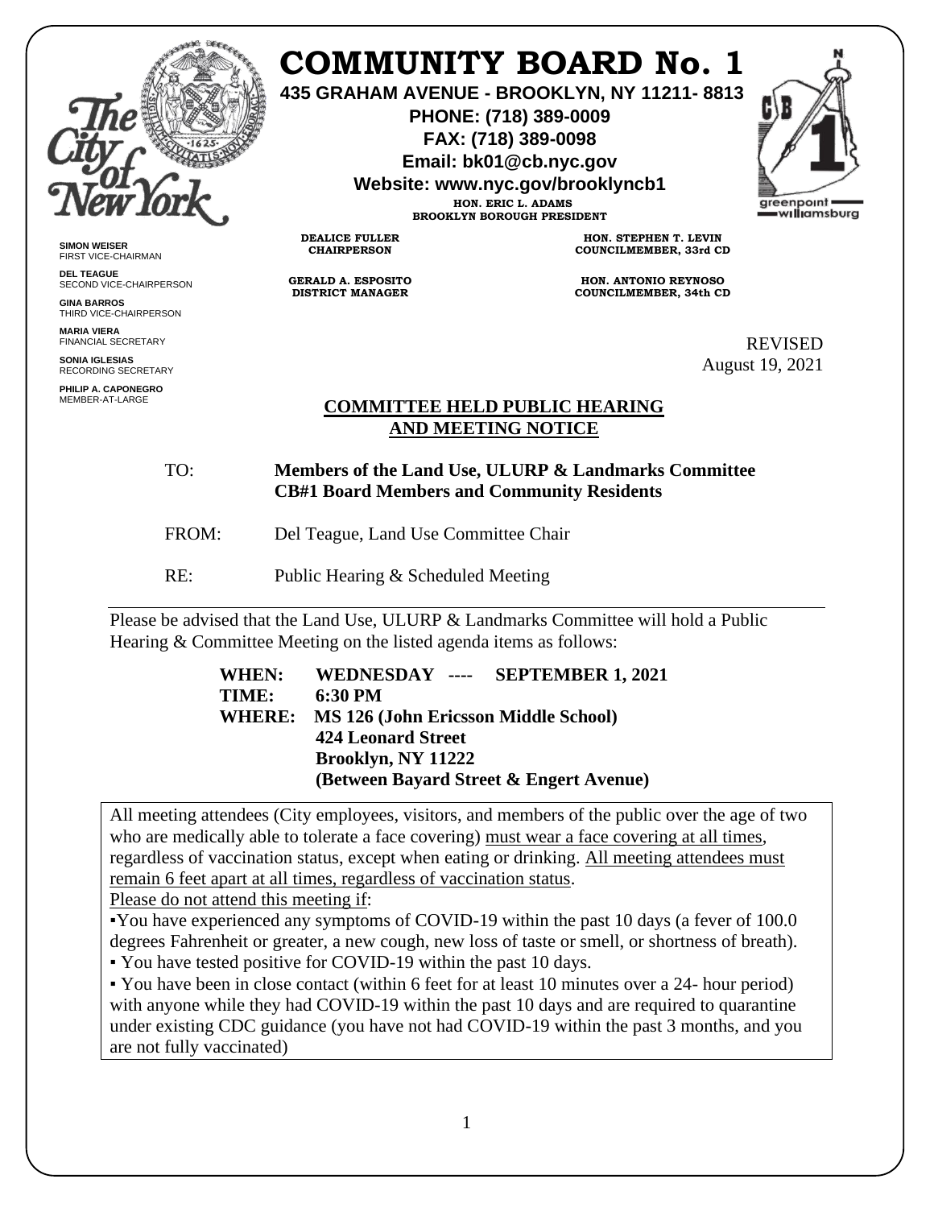# COMMUNITY BOARD No. 1

**435 GRAHAM AVENUE - BROOKLYN, NY 11211- 8813**
**PHONE: (718) 389-0009**
**FAX: (718) 389-0098**
**Email: bk01@cb.nyc.gov**
**Website: www.nyc.gov/brooklyncb1**

**HON. ERIC L. ADAMS**
**BROOKLYN BOROUGH PRESIDENT**

**DEALICE FULLER**
**CHAIRPERSON**

**GERALD A. ESPOSITO**
**DISTRICT MANAGER**

**HON. STEPHEN T. LEVIN**
**COUNCILMEMBER, 33rd CD**

**HON. ANTONIO REYNOSO**
**COUNCILMEMBER, 34th CD**

**SIMON WEISER**
FIRST VICE-CHAIRMAN

**DEL TEAGUE**
SECOND VICE-CHAIRPERSON

**GINA BARROS**
THIRD VICE-CHAIRPERSON

**MARIA VIERA**
FINANCIAL SECRETARY

**SONIA IGLESIAS**
RECORDING SECRETARY

**PHILIP A. CAPONEGRO**
MEMBER-AT-LARGE

REVISED
August 19, 2021

## COMMITTEE HELD PUBLIC HEARING AND MEETING NOTICE

TO: **Members of the Land Use, ULURP & Landmarks Committee**
**CB#1 Board Members and Community Residents**

FROM: Del Teague, Land Use Committee Chair

RE: Public Hearing & Scheduled Meeting

---

Please be advised that the Land Use, ULURP & Landmarks Committee will hold a Public Hearing & Committee Meeting on the listed agenda items as follows:

**WHEN: WEDNESDAY ---- SEPTEMBER 1, 2021**
**TIME: 6:30 PM**
**WHERE: MS 126 (John Ericsson Middle School)**
**424 Leonard Street**
**Brooklyn, NY 11222**
**(Between Bayard Street & Engert Avenue)**

All meeting attendees (City employees, visitors, and members of the public over the age of two who are medically able to tolerate a face covering) must wear a face covering at all times, regardless of vaccination status, except when eating or drinking. All meeting attendees must remain 6 feet apart at all times, regardless of vaccination status.

Please do not attend this meeting if:

- You have experienced any symptoms of COVID-19 within the past 10 days (a fever of 100.0 degrees Fahrenheit or greater, a new cough, new loss of taste or smell, or shortness of breath).
- You have tested positive for COVID-19 within the past 10 days.
- You have been in close contact (within 6 feet for at least 10 minutes over a 24- hour period) with anyone while they had COVID-19 within the past 10 days and are required to quarantine under existing CDC guidance (you have not had COVID-19 within the past 3 months, and you are not fully vaccinated)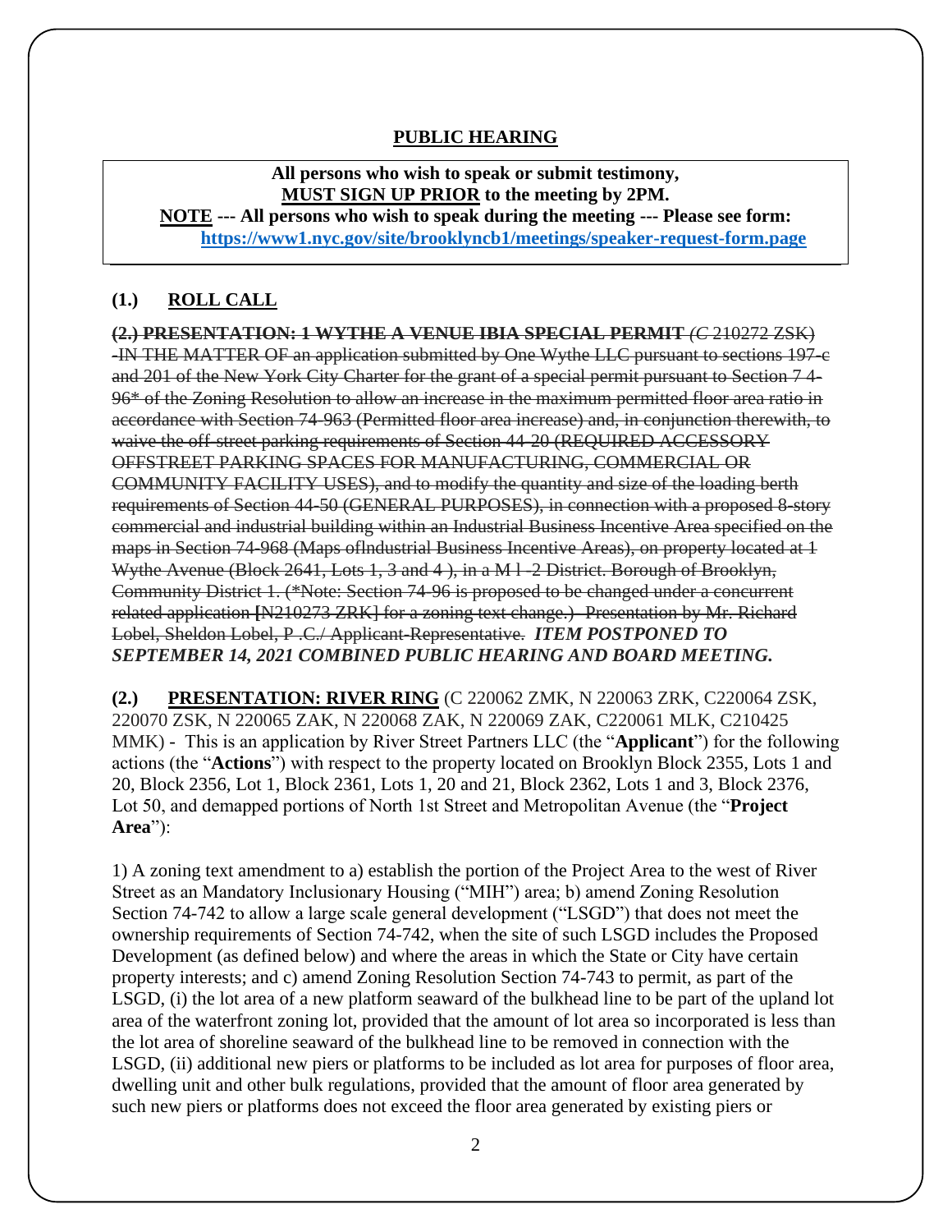## PUBLIC HEARING

**All persons who wish to speak or submit testimony, <u>MUST SIGN UP PRIOR</u> to the meeting by 2PM.**
**<u>NOTE</u> --- All persons who wish to speak during the meeting --- Please see form: [https://www1.nyc.gov/site/brooklyncb1/meetings/speaker-request-form.page](https://www1.nyc.gov/site/brooklyncb1/meetings/speaker-request-form.page)**

### (1.) <u>ROLL CALL</u>

~~**(2.) PRESENTATION: 1 WYTHE A VENUE IBIA SPECIAL PERMIT** *(C* 210272 ZSK) -IN THE MATTER OF an application submitted by One Wythe LLC pursuant to sections 197-c and 201 of the New York City Charter for the grant of a special permit pursuant to Section 7 4-96* of the Zoning Resolution to allow an increase in the maximum permitted floor area ratio in accordance with Section 74-963 (Permitted floor area increase) and, in conjunction therewith, to waive the off-street parking requirements of Section 44-20 (REQUIRED ACCESSORY OFFSTREET PARKING SPACES FOR MANUFACTURING, COMMERCIAL OR COMMUNITY FACILITY USES), and to modify the quantity and size of the loading berth requirements of Section 44-50 (GENERAL PURPOSES), in connection with a proposed 8-story commercial and industrial building within an Industrial Business Incentive Area specified on the maps in Section 74-968 (Maps oflndustrial Business Incentive Areas), on property located at 1 Wythe Avenue (Block 2641, Lots 1, 3 and 4 ), in a M l -2 District. Borough of Brooklyn, Community District 1. (*Note: Section 74-96 is proposed to be changed under a concurrent related application [N210273 ZRK] for a zoning text change.) Presentation by Mr. Richard Lobel, Sheldon Lobel, P .C./ Applicant-Representative.~~ ***ITEM POSTPONED TO SEPTEMBER 14, 2021 COMBINED PUBLIC HEARING AND BOARD MEETING.***

**(2.) <u>PRESENTATION: RIVER RING</u>** (C 220062 ZMK, N 220063 ZRK, C220064 ZSK, 220070 ZSK, N 220065 ZAK, N 220068 ZAK, N 220069 ZAK, C220061 MLK, C210425 MMK) - This is an application by River Street Partners LLC (the "**Applicant**") for the following actions (the "**Actions**") with respect to the property located on Brooklyn Block 2355, Lots 1 and 20, Block 2356, Lot 1, Block 2361, Lots 1, 20 and 21, Block 2362, Lots 1 and 3, Block 2376, Lot 50, and demapped portions of North 1st Street and Metropolitan Avenue (the "**Project Area**"):

1) A zoning text amendment to a) establish the portion of the Project Area to the west of River Street as an Mandatory Inclusionary Housing ("MIH") area; b) amend Zoning Resolution Section 74-742 to allow a large scale general development ("LSGD") that does not meet the ownership requirements of Section 74-742, when the site of such LSGD includes the Proposed Development (as defined below) and where the areas in which the State or City have certain property interests; and c) amend Zoning Resolution Section 74-743 to permit, as part of the LSGD, (i) the lot area of a new platform seaward of the bulkhead line to be part of the upland lot area of the waterfront zoning lot, provided that the amount of lot area so incorporated is less than the lot area of shoreline seaward of the bulkhead line to be removed in connection with the LSGD, (ii) additional new piers or platforms to be included as lot area for purposes of floor area, dwelling unit and other bulk regulations, provided that the amount of floor area generated by such new piers or platforms does not exceed the floor area generated by existing piers or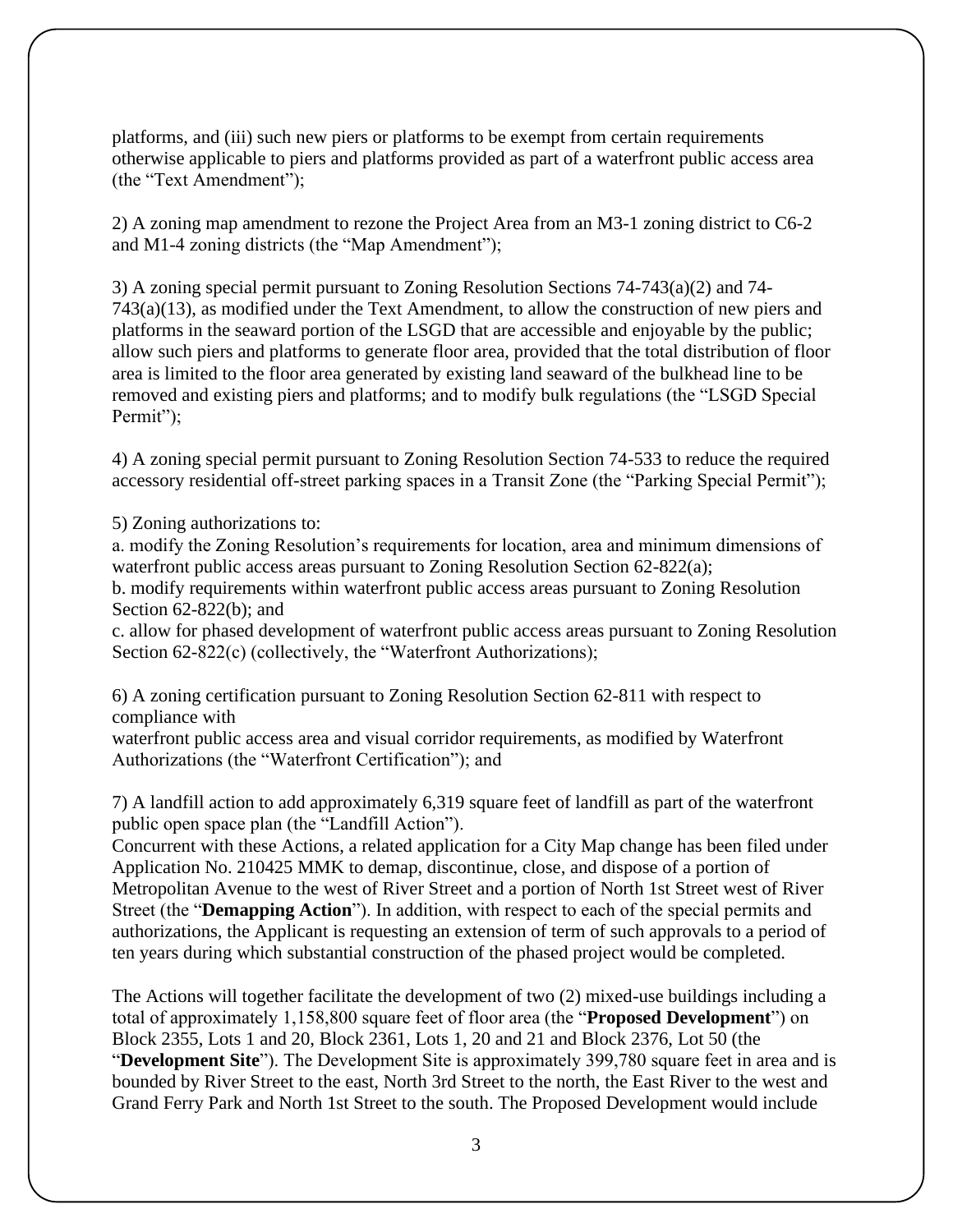platforms, and (iii) such new piers or platforms to be exempt from certain requirements otherwise applicable to piers and platforms provided as part of a waterfront public access area (the "Text Amendment");

2) A zoning map amendment to rezone the Project Area from an M3-1 zoning district to C6-2 and M1-4 zoning districts (the "Map Amendment");

3) A zoning special permit pursuant to Zoning Resolution Sections 74-743(a)(2) and 74-743(a)(13), as modified under the Text Amendment, to allow the construction of new piers and platforms in the seaward portion of the LSGD that are accessible and enjoyable by the public; allow such piers and platforms to generate floor area, provided that the total distribution of floor area is limited to the floor area generated by existing land seaward of the bulkhead line to be removed and existing piers and platforms; and to modify bulk regulations (the "LSGD Special Permit");

4) A zoning special permit pursuant to Zoning Resolution Section 74-533 to reduce the required accessory residential off-street parking spaces in a Transit Zone (the "Parking Special Permit");

5) Zoning authorizations to:
a. modify the Zoning Resolution's requirements for location, area and minimum dimensions of waterfront public access areas pursuant to Zoning Resolution Section 62-822(a);
b. modify requirements within waterfront public access areas pursuant to Zoning Resolution Section 62-822(b); and
c. allow for phased development of waterfront public access areas pursuant to Zoning Resolution Section 62-822(c) (collectively, the "Waterfront Authorizations);

6) A zoning certification pursuant to Zoning Resolution Section 62-811 with respect to compliance with
waterfront public access area and visual corridor requirements, as modified by Waterfront Authorizations (the "Waterfront Certification"); and

7) A landfill action to add approximately 6,319 square feet of landfill as part of the waterfront public open space plan (the "Landfill Action").
Concurrent with these Actions, a related application for a City Map change has been filed under Application No. 210425 MMK to demap, discontinue, close, and dispose of a portion of Metropolitan Avenue to the west of River Street and a portion of North 1st Street west of River Street (the "**Demapping Action**"). In addition, with respect to each of the special permits and authorizations, the Applicant is requesting an extension of term of such approvals to a period of ten years during which substantial construction of the phased project would be completed.

The Actions will together facilitate the development of two (2) mixed-use buildings including a total of approximately 1,158,800 square feet of floor area (the "**Proposed Development**") on Block 2355, Lots 1 and 20, Block 2361, Lots 1, 20 and 21 and Block 2376, Lot 50 (the "**Development Site**"). The Development Site is approximately 399,780 square feet in area and is bounded by River Street to the east, North 3rd Street to the north, the East River to the west and Grand Ferry Park and North 1st Street to the south. The Proposed Development would include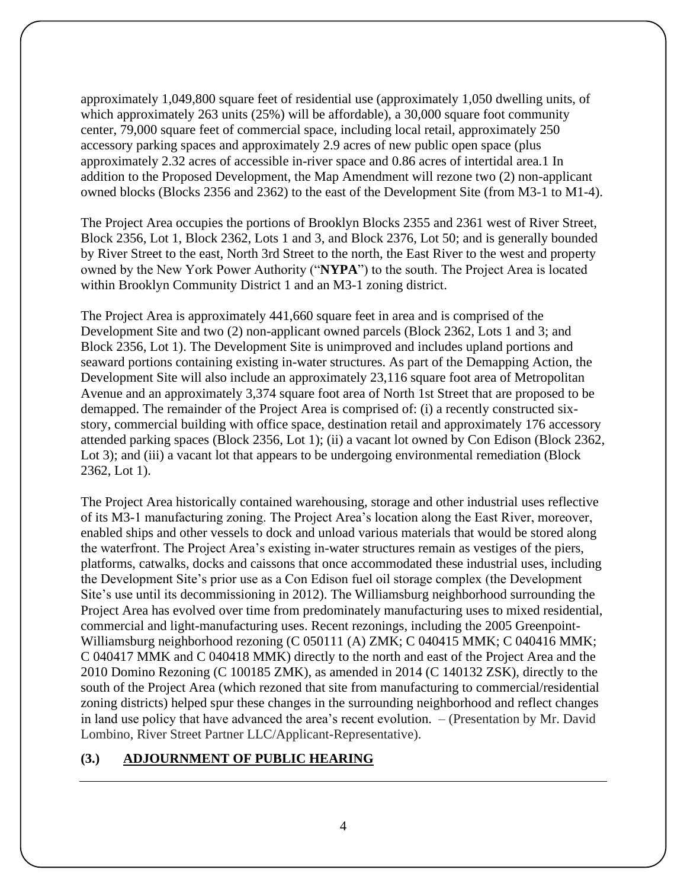approximately 1,049,800 square feet of residential use (approximately 1,050 dwelling units, of which approximately 263 units (25%) will be affordable), a 30,000 square foot community center, 79,000 square feet of commercial space, including local retail, approximately 250 accessory parking spaces and approximately 2.9 acres of new public open space (plus approximately 2.32 acres of accessible in-river space and 0.86 acres of intertidal area.[1] In addition to the Proposed Development, the Map Amendment will rezone two (2) non-applicant owned blocks (Blocks 2356 and 2362) to the east of the Development Site (from M3-1 to M1-4).

The Project Area occupies the portions of Brooklyn Blocks 2355 and 2361 west of River Street, Block 2356, Lot 1, Block 2362, Lots 1 and 3, and Block 2376, Lot 50; and is generally bounded by River Street to the east, North 3rd Street to the north, the East River to the west and property owned by the New York Power Authority ("**NYPA**") to the south. The Project Area is located within Brooklyn Community District 1 and an M3-1 zoning district.

The Project Area is approximately 441,660 square feet in area and is comprised of the Development Site and two (2) non-applicant owned parcels (Block 2362, Lots 1 and 3; and Block 2356, Lot 1). The Development Site is unimproved and includes upland portions and seaward portions containing existing in-water structures. As part of the Demapping Action, the Development Site will also include an approximately 23,116 square foot area of Metropolitan Avenue and an approximately 3,374 square foot area of North 1st Street that are proposed to be demapped. The remainder of the Project Area is comprised of: (i) a recently constructed six-story, commercial building with office space, destination retail and approximately 176 accessory attended parking spaces (Block 2356, Lot 1); (ii) a vacant lot owned by Con Edison (Block 2362, Lot 3); and (iii) a vacant lot that appears to be undergoing environmental remediation (Block 2362, Lot 1).

The Project Area historically contained warehousing, storage and other industrial uses reflective of its M3-1 manufacturing zoning. The Project Area's location along the East River, moreover, enabled ships and other vessels to dock and unload various materials that would be stored along the waterfront. The Project Area's existing in-water structures remain as vestiges of the piers, platforms, catwalks, docks and caissons that once accommodated these industrial uses, including the Development Site's prior use as a Con Edison fuel oil storage complex (the Development Site's use until its decommissioning in 2012). The Williamsburg neighborhood surrounding the Project Area has evolved over time from predominately manufacturing uses to mixed residential, commercial and light-manufacturing uses. Recent rezonings, including the 2005 Greenpoint-Williamsburg neighborhood rezoning (C 050111 (A) ZMK; C 040415 MMK; C 040416 MMK; C 040417 MMK and C 040418 MMK) directly to the north and east of the Project Area and the 2010 Domino Rezoning (C 100185 ZMK), as amended in 2014 (C 140132 ZSK), directly to the south of the Project Area (which rezoned that site from manufacturing to commercial/residential zoning districts) helped spur these changes in the surrounding neighborhood and reflect changes in land use policy that have advanced the area's recent evolution. – (Presentation by Mr. David Lombino, River Street Partner LLC/Applicant-Representative).

## (3.) ADJOURNMENT OF PUBLIC HEARING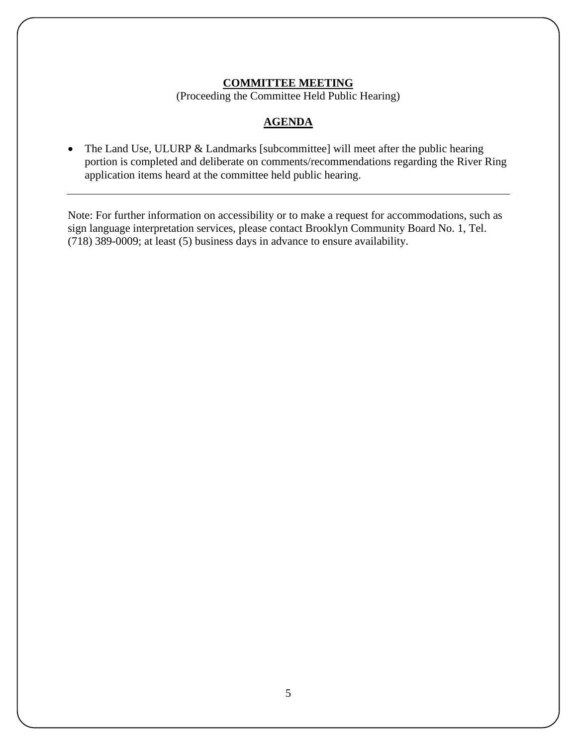## COMMITTEE MEETING

(Proceeding the Committee Held Public Hearing)

## AGENDA

- The Land Use, ULURP & Landmarks [subcommittee] will meet after the public hearing portion is completed and deliberate on comments/recommendations regarding the River Ring application items heard at the committee held public hearing.

---

Note: For further information on accessibility or to make a request for accommodations, such as sign language interpretation services, please contact Brooklyn Community Board No. 1, Tel. (718) 389-0009; at least (5) business days in advance to ensure availability.